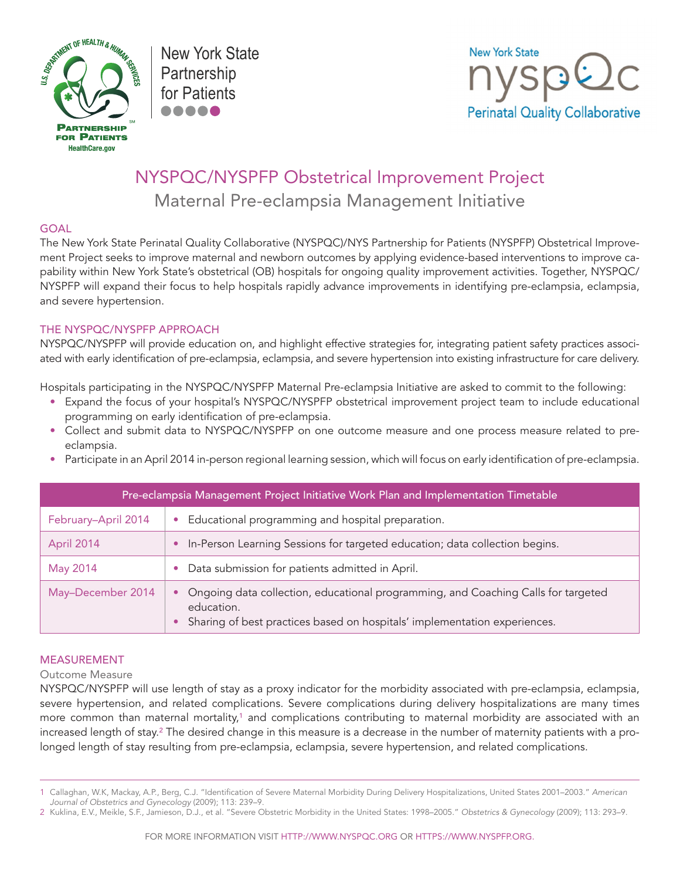New York State Partnership for Patients

New York State nyspQc Perinatal Quality Collaborative

# NYSPQC/NYSPFP Obstetrical Improvement Project

## Maternal Pre-eclampsia Management Initiative

### GOAL

The New York State Perinatal Quality Collaborative (NYSPQC)/NYS Partnership for Patients (NYSPFP) Obstetrical Improvement Project seeks to improve maternal and newborn outcomes by applying evidence-based interventions to improve capability within New York State's obstetrical (OB) hospitals for ongoing quality improvement activities. Together, NYSPQC/NYSPFP will expand their focus to help hospitals rapidly advance improvements in identifying pre-eclampsia, eclampsia, and severe hypertension.

### THE NYSPQC/NYSPFP APPROACH

NYSPQC/NYSPFP will provide education on, and highlight effective strategies for, integrating patient safety practices associated with early identification of pre-eclampsia, eclampsia, and severe hypertension into existing infrastructure for care delivery.

Hospitals participating in the NYSPQC/NYSPFP Maternal Pre-eclampsia Initiative are asked to commit to the following:

- Expand the focus of your hospital's NYSPQC/NYSPFP obstetrical improvement project team to include educational programming on early identification of pre-eclampsia.
- Collect and submit data to NYSPQC/NYSPFP on one outcome measure and one process measure related to pre-eclampsia.
- Participate in an April 2014 in-person regional learning session, which will focus on early identification of pre-eclampsia.

| Pre-eclampsia Management Project Initiative Work Plan and Implementation Timetable | |
|---|---|
| February–April 2014 | • Educational programming and hospital preparation. |
| April 2014 | • In-Person Learning Sessions for targeted education; data collection begins. |
| May 2014 | • Data submission for patients admitted in April. |
| May–December 2014 | • Ongoing data collection, educational programming, and Coaching Calls for targeted education.<br>• Sharing of best practices based on hospitals' implementation experiences. |

### MEASUREMENT

#### Outcome Measure

NYSPQC/NYSPFP will use length of stay as a proxy indicator for the morbidity associated with pre-eclampsia, eclampsia, severe hypertension, and related complications. Severe complications during delivery hospitalizations are many times more common than maternal mortality,[1] and complications contributing to maternal morbidity are associated with an increased length of stay.[2] The desired change in this measure is a decrease in the number of maternity patients with a prolonged length of stay resulting from pre-eclampsia, eclampsia, severe hypertension, and related complications.

---

1 Callaghan, W.K, Mackay, A.P., Berg, C.J. "Identification of Severe Maternal Morbidity During Delivery Hospitalizations, United States 2001–2003." *American Journal of Obstetrics and Gynecology* (2009); 113: 239–9.

2 Kuklina, E.V., Meikle, S.F., Jamieson, D.J., et al. "Severe Obstetric Morbidity in the United States: 1998–2005." *Obstetrics & Gynecology* (2009); 113: 293–9.

FOR MORE INFORMATION VISIT HTTP://WWW.NYSPQC.ORG OR HTTPS://WWW.NYSPFP.ORG.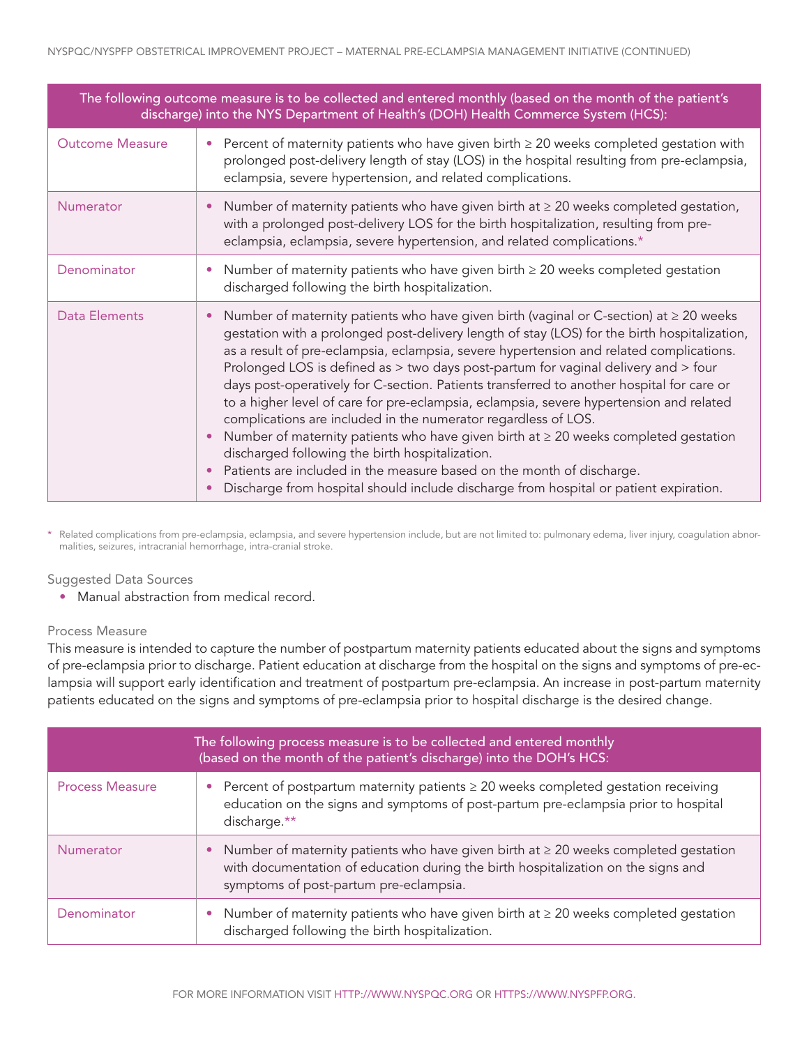| The following outcome measure is to be collected and entered monthly (based on the month of the patient's discharge) into the NYS Department of Health's (DOH) Health Commerce System (HCS): | |
|---|---|
| Outcome Measure | • Percent of maternity patients who have given birth ≥ 20 weeks completed gestation with prolonged post-delivery length of stay (LOS) in the hospital resulting from pre-eclampsia, eclampsia, severe hypertension, and related complications. |
| Numerator | • Number of maternity patients who have given birth at ≥ 20 weeks completed gestation, with a prolonged post-delivery LOS for the birth hospitalization, resulting from pre-eclampsia, eclampsia, severe hypertension, and related complications.* |
| Denominator | • Number of maternity patients who have given birth ≥ 20 weeks completed gestation discharged following the birth hospitalization. |
| Data Elements | • Number of maternity patients who have given birth (vaginal or C-section) at ≥ 20 weeks gestation with a prolonged post-delivery length of stay (LOS) for the birth hospitalization, as a result of pre-eclampsia, eclampsia, severe hypertension and related complications. Prolonged LOS is defined as > two days post-partum for vaginal delivery and > four days post-operatively for C-section. Patients transferred to another hospital for care or to a higher level of care for pre-eclampsia, eclampsia, severe hypertension and related complications are included in the numerator regardless of LOS.<br>• Number of maternity patients who have given birth at ≥ 20 weeks completed gestation discharged following the birth hospitalization.<br>• Patients are included in the measure based on the month of discharge.<br>• Discharge from hospital should include discharge from hospital or patient expiration. |

\* Related complications from pre-eclampsia, eclampsia, and severe hypertension include, but are not limited to: pulmonary edema, liver injury, coagulation abnormalities, seizures, intracranial hemorrhage, intra-cranial stroke.

Suggested Data Sources

- Manual abstraction from medical record.

Process Measure

This measure is intended to capture the number of postpartum maternity patients educated about the signs and symptoms of pre-eclampsia prior to discharge. Patient education at discharge from the hospital on the signs and symptoms of pre-eclampsia will support early identification and treatment of postpartum pre-eclampsia. An increase in post-partum maternity patients educated on the signs and symptoms of pre-eclampsia prior to hospital discharge is the desired change.

| The following process measure is to be collected and entered monthly (based on the month of the patient's discharge) into the DOH's HCS: | |
|---|---|
| Process Measure | • Percent of postpartum maternity patients ≥ 20 weeks completed gestation receiving education on the signs and symptoms of post-partum pre-eclampsia prior to hospital discharge.** |
| Numerator | • Number of maternity patients who have given birth at ≥ 20 weeks completed gestation with documentation of education during the birth hospitalization on the signs and symptoms of post-partum pre-eclampsia. |
| Denominator | • Number of maternity patients who have given birth at ≥ 20 weeks completed gestation discharged following the birth hospitalization. |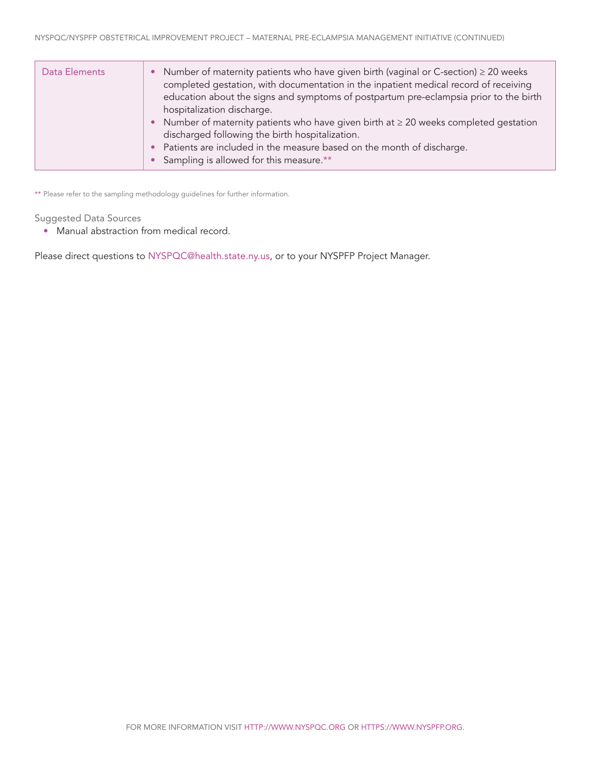| | |
|---|---|
| Data Elements | • Number of maternity patients who have given birth (vaginal or C-section) ≥ 20 weeks completed gestation, with documentation in the inpatient medical record of receiving education about the signs and symptoms of postpartum pre-eclampsia prior to the birth hospitalization discharge.<br>• Number of maternity patients who have given birth at ≥ 20 weeks completed gestation discharged following the birth hospitalization.<br>• Patients are included in the measure based on the month of discharge.<br>• Sampling is allowed for this measure.** |

** Please refer to the sampling methodology guidelines for further information.

Suggested Data Sources

- Manual abstraction from medical record.

Please direct questions to NYSPQC@health.state.ny.us, or to your NYSPFP Project Manager.